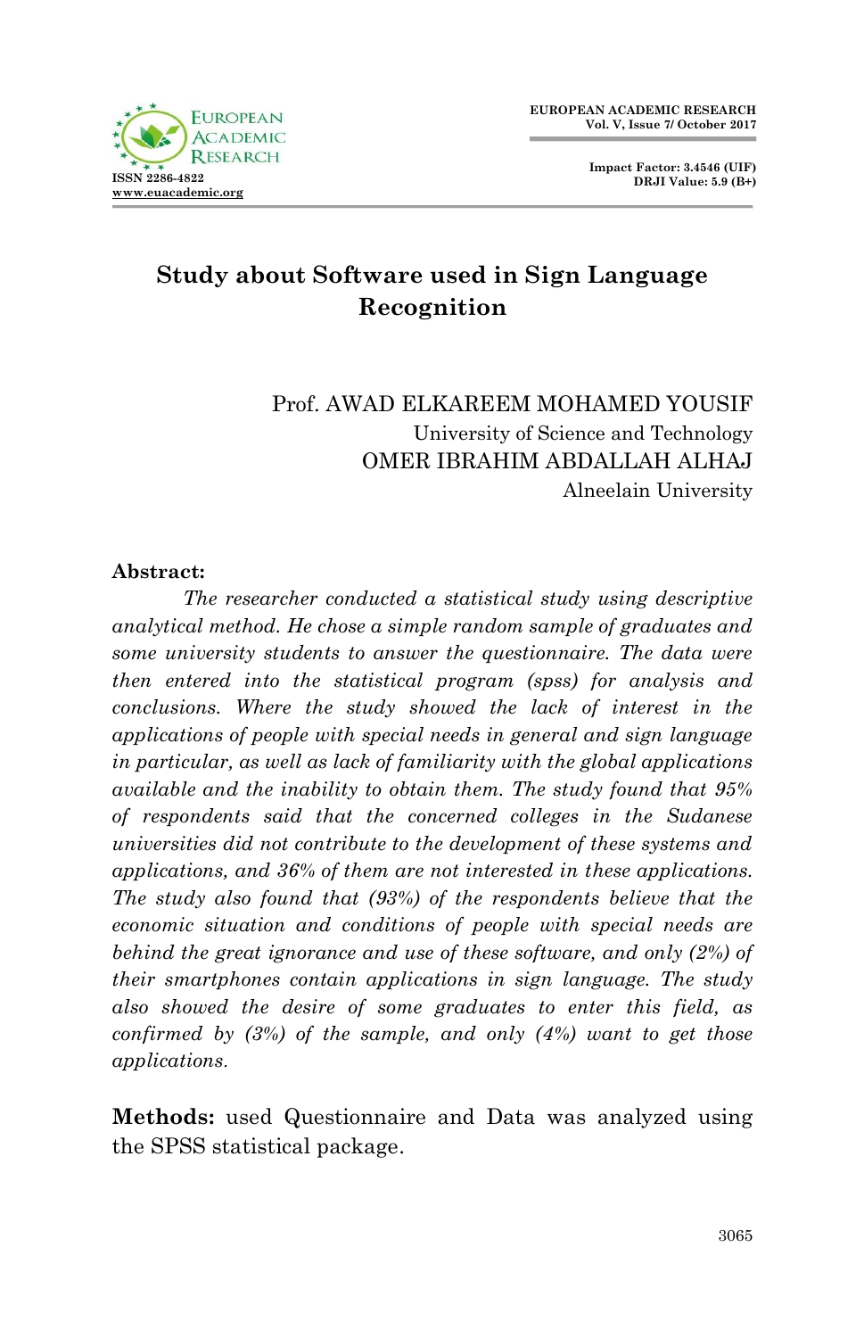# Study about Software used in Sign Language Recognition

Prof. AWAD ELKAREEM MOHAMED YOUSIF
University of Science and Technology
OMER IBRAHIM ABDALLAH ALHAJ
Alneelain University

**Abstract:**

*The researcher conducted a statistical study using descriptive analytical method. He chose a simple random sample of graduates and some university students to answer the questionnaire. The data were then entered into the statistical program (spss) for analysis and conclusions. Where the study showed the lack of interest in the applications of people with special needs in general and sign language in particular, as well as lack of familiarity with the global applications available and the inability to obtain them. The study found that 95% of respondents said that the concerned colleges in the Sudanese universities did not contribute to the development of these systems and applications, and 36% of them are not interested in these applications. The study also found that (93%) of the respondents believe that the economic situation and conditions of people with special needs are behind the great ignorance and use of these software, and only (2%) of their smartphones contain applications in sign language. The study also showed the desire of some graduates to enter this field, as confirmed by (3%) of the sample, and only (4%) want to get those applications.*

**Methods:** used Questionnaire and Data was analyzed using the SPSS statistical package.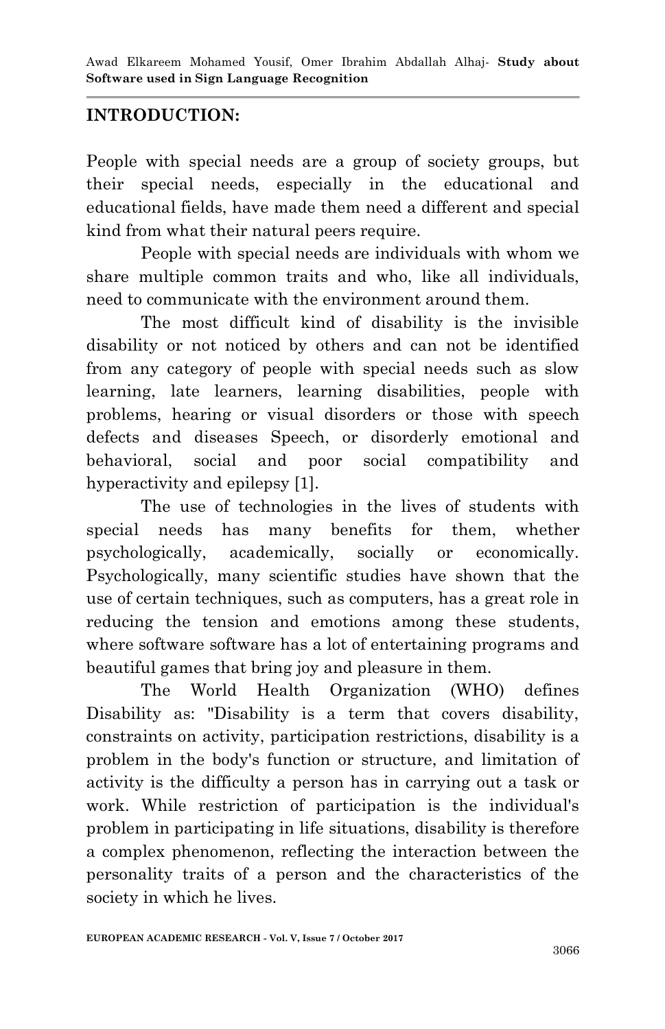## INTRODUCTION:

People with special needs are a group of society groups, but their special needs, especially in the educational and educational fields, have made them need a different and special kind from what their natural peers require.

People with special needs are individuals with whom we share multiple common traits and who, like all individuals, need to communicate with the environment around them.

The most difficult kind of disability is the invisible disability or not noticed by others and can not be identified from any category of people with special needs such as slow learning, late learners, learning disabilities, people with problems, hearing or visual disorders or those with speech defects and diseases Speech, or disorderly emotional and behavioral, social and poor social compatibility and hyperactivity and epilepsy [1].

The use of technologies in the lives of students with special needs has many benefits for them, whether psychologically, academically, socially or economically. Psychologically, many scientific studies have shown that the use of certain techniques, such as computers, has a great role in reducing the tension and emotions among these students, where software software has a lot of entertaining programs and beautiful games that bring joy and pleasure in them.

The World Health Organization (WHO) defines Disability as: "Disability is a term that covers disability, constraints on activity, participation restrictions, disability is a problem in the body's function or structure, and limitation of activity is the difficulty a person has in carrying out a task or work. While restriction of participation is the individual's problem in participating in life situations, disability is therefore a complex phenomenon, reflecting the interaction between the personality traits of a person and the characteristics of the society in which he lives.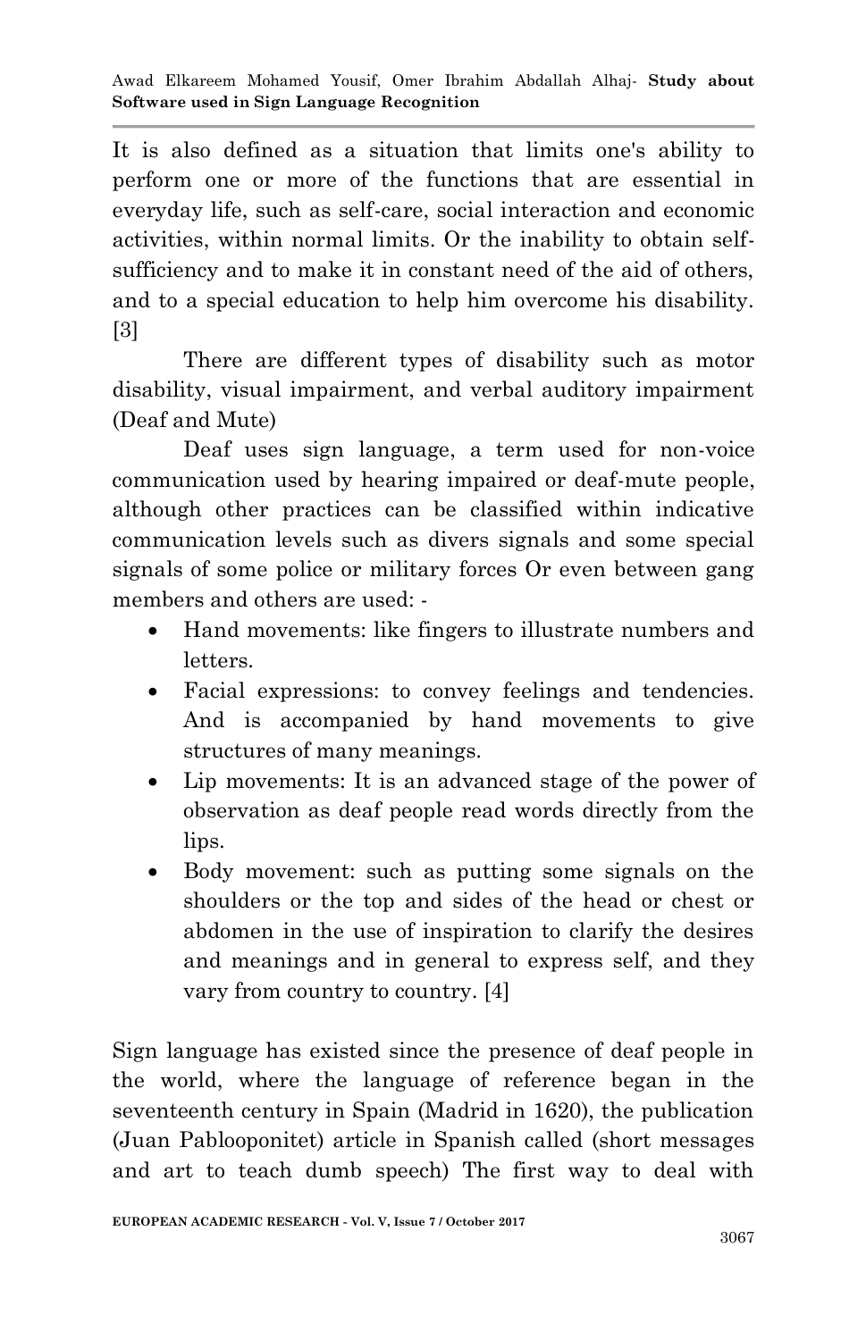It is also defined as a situation that limits one's ability to perform one or more of the functions that are essential in everyday life, such as self-care, social interaction and economic activities, within normal limits. Or the inability to obtain self-sufficiency and to make it in constant need of the aid of others, and to a special education to help him overcome his disability. [3]

There are different types of disability such as motor disability, visual impairment, and verbal auditory impairment (Deaf and Mute)

Deaf uses sign language, a term used for non-voice communication used by hearing impaired or deaf-mute people, although other practices can be classified within indicative communication levels such as divers signals and some special signals of some police or military forces Or even between gang members and others are used: -

- Hand movements: like fingers to illustrate numbers and letters.
- Facial expressions: to convey feelings and tendencies. And is accompanied by hand movements to give structures of many meanings.
- Lip movements: It is an advanced stage of the power of observation as deaf people read words directly from the lips.
- Body movement: such as putting some signals on the shoulders or the top and sides of the head or chest or abdomen in the use of inspiration to clarify the desires and meanings and in general to express self, and they vary from country to country. [4]

Sign language has existed since the presence of deaf people in the world, where the language of reference began in the seventeenth century in Spain (Madrid in 1620), the publication (Juan Pablooponitet) article in Spanish called (short messages and art to teach dumb speech) The first way to deal with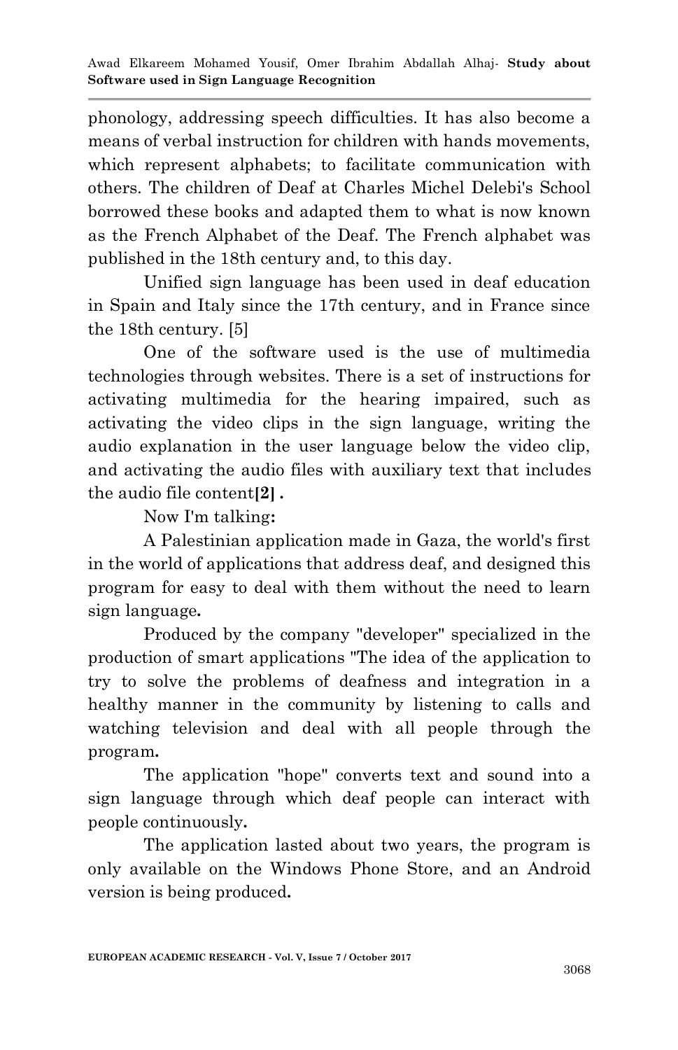phonology, addressing speech difficulties. It has also become a means of verbal instruction for children with hands movements, which represent alphabets; to facilitate communication with others. The children of Deaf at Charles Michel Delebi's School borrowed these books and adapted them to what is now known as the French Alphabet of the Deaf. The French alphabet was published in the 18th century and, to this day.

Unified sign language has been used in deaf education in Spain and Italy since the 17th century, and in France since the 18th century. [5]

One of the software used is the use of multimedia technologies through websites. There is a set of instructions for activating multimedia for the hearing impaired, such as activating the video clips in the sign language, writing the audio explanation in the user language below the video clip, and activating the audio files with auxiliary text that includes the audio file content**[2] .**

Now I'm talking**:**

A Palestinian application made in Gaza, the world's first in the world of applications that address deaf, and designed this program for easy to deal with them without the need to learn sign language**.**

Produced by the company "developer" specialized in the production of smart applications "The idea of the application to try to solve the problems of deafness and integration in a healthy manner in the community by listening to calls and watching television and deal with all people through the program**.**

The application "hope" converts text and sound into a sign language through which deaf people can interact with people continuously**.**

The application lasted about two years, the program is only available on the Windows Phone Store, and an Android version is being produced**.**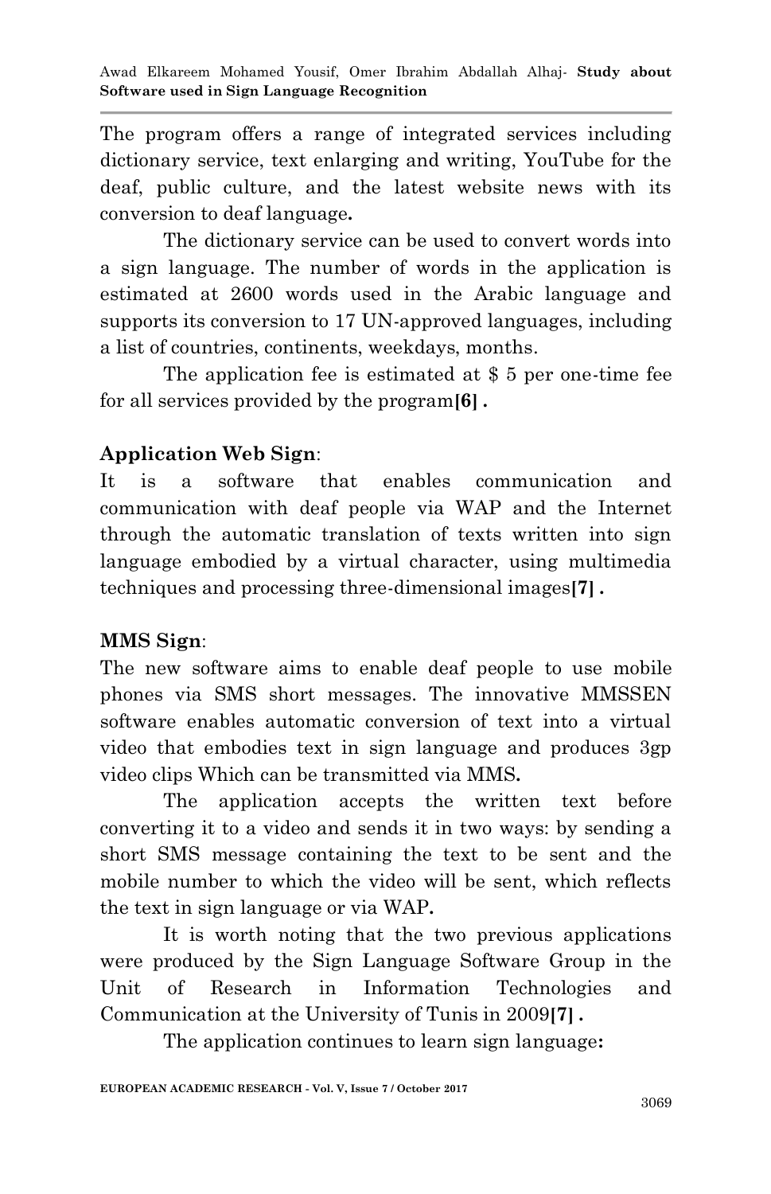The program offers a range of integrated services including dictionary service, text enlarging and writing, YouTube for the deaf, public culture, and the latest website news with its conversion to deaf language**.**

The dictionary service can be used to convert words into a sign language. The number of words in the application is estimated at 2600 words used in the Arabic language and supports its conversion to 17 UN-approved languages, including a list of countries, continents, weekdays, months.

The application fee is estimated at $ 5 per one-time fee for all services provided by the program**[6] .**

**Application Web Sign**:

It is a software that enables communication and communication with deaf people via WAP and the Internet through the automatic translation of texts written into sign language embodied by a virtual character, using multimedia techniques and processing three-dimensional images**[7] .**

**MMS Sign**:

The new software aims to enable deaf people to use mobile phones via SMS short messages. The innovative MMSSEN software enables automatic conversion of text into a virtual video that embodies text in sign language and produces 3gp video clips Which can be transmitted via MMS**.**

The application accepts the written text before converting it to a video and sends it in two ways: by sending a short SMS message containing the text to be sent and the mobile number to which the video will be sent, which reflects the text in sign language or via WAP**.**

It is worth noting that the two previous applications were produced by the Sign Language Software Group in the Unit of Research in Information Technologies and Communication at the University of Tunis in 2009**[7] .**

The application continues to learn sign language**:**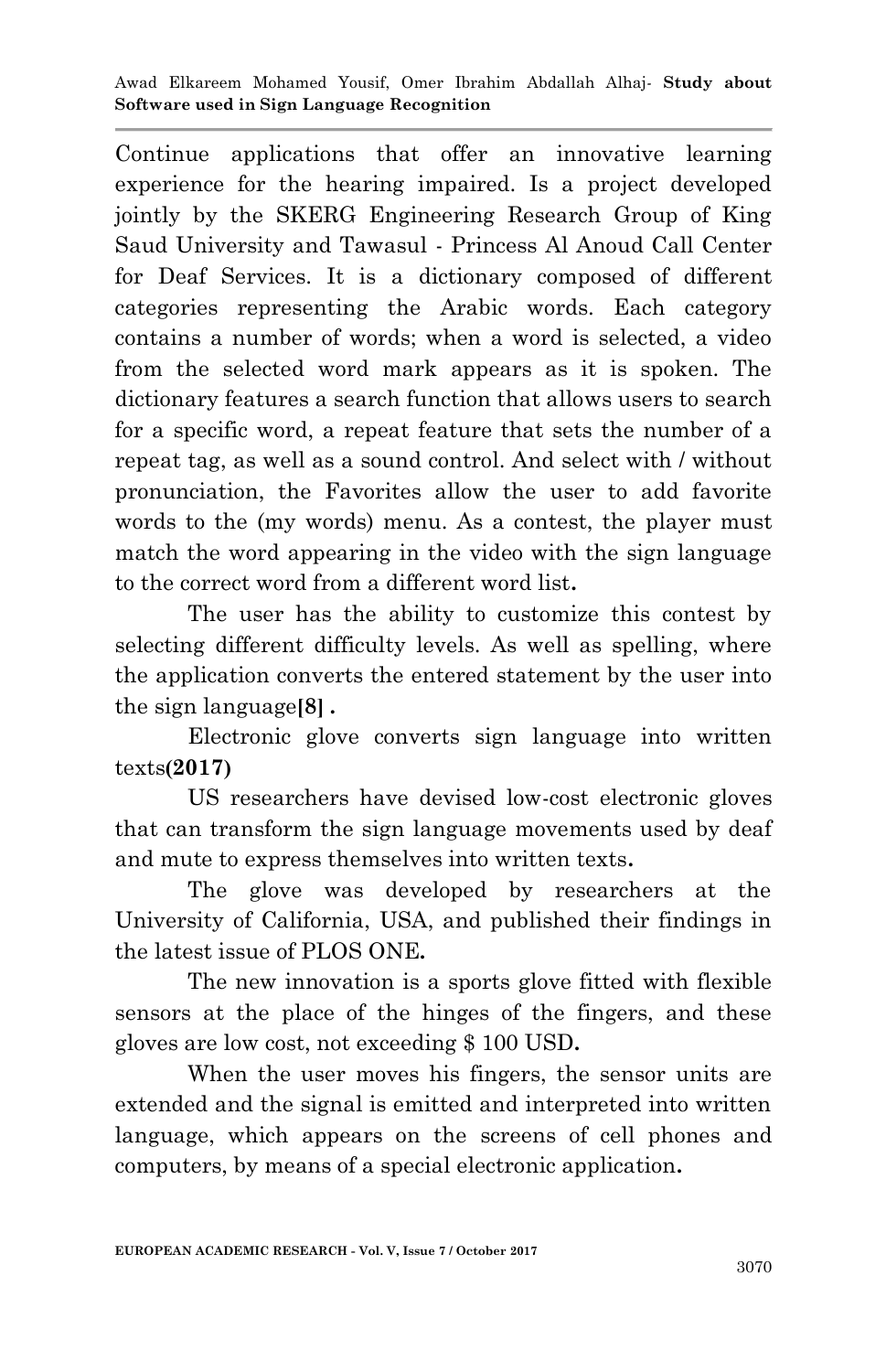Continue applications that offer an innovative learning experience for the hearing impaired. Is a project developed jointly by the SKERG Engineering Research Group of King Saud University and Tawasul - Princess Al Anoud Call Center for Deaf Services. It is a dictionary composed of different categories representing the Arabic words. Each category contains a number of words; when a word is selected, a video from the selected word mark appears as it is spoken. The dictionary features a search function that allows users to search for a specific word, a repeat feature that sets the number of a repeat tag, as well as a sound control. And select with / without pronunciation, the Favorites allow the user to add favorite words to the (my words) menu. As a contest, the player must match the word appearing in the video with the sign language to the correct word from a different word list**.**

The user has the ability to customize this contest by selecting different difficulty levels. As well as spelling, where the application converts the entered statement by the user into the sign language**[8] .**

Electronic glove converts sign language into written texts**(2017)**

US researchers have devised low-cost electronic gloves that can transform the sign language movements used by deaf and mute to express themselves into written texts**.**

The glove was developed by researchers at the University of California, USA, and published their findings in the latest issue of PLOS ONE**.**

The new innovation is a sports glove fitted with flexible sensors at the place of the hinges of the fingers, and these gloves are low cost, not exceeding $ 100 USD**.**

When the user moves his fingers, the sensor units are extended and the signal is emitted and interpreted into written language, which appears on the screens of cell phones and computers, by means of a special electronic application**.**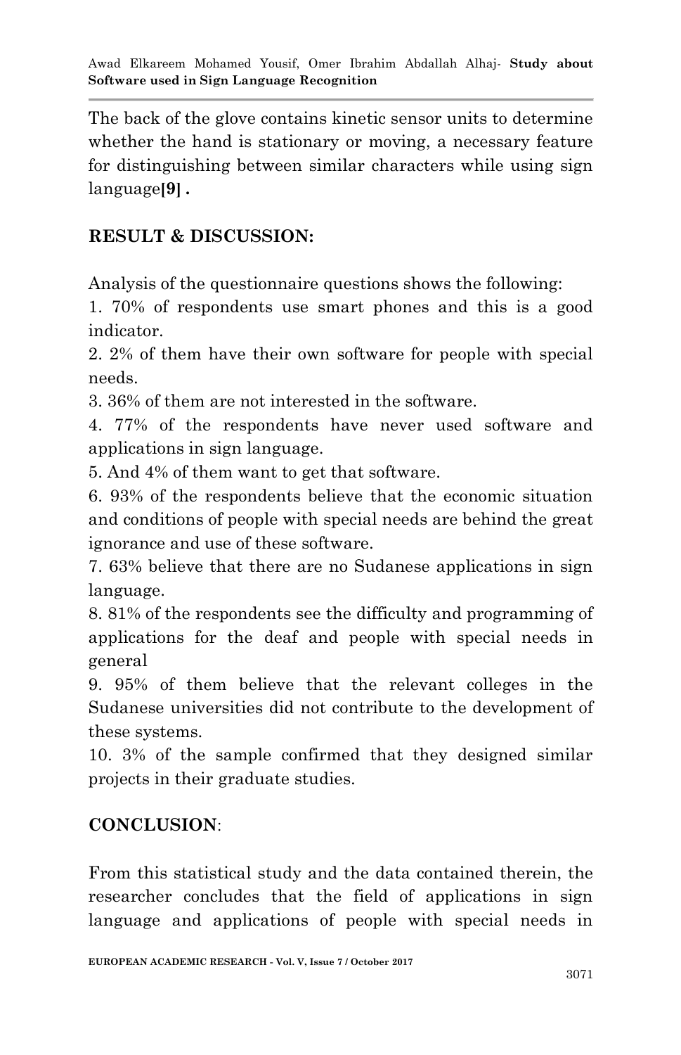The back of the glove contains kinetic sensor units to determine whether the hand is stationary or moving, a necessary feature for distinguishing between similar characters while using sign language**[9] .**

## RESULT & DISCUSSION:

Analysis of the questionnaire questions shows the following:

1. 70% of respondents use smart phones and this is a good indicator.
2. 2% of them have their own software for people with special needs.
3. 36% of them are not interested in the software.
4. 77% of the respondents have never used software and applications in sign language.
5. And 4% of them want to get that software.
6. 93% of the respondents believe that the economic situation and conditions of people with special needs are behind the great ignorance and use of these software.
7. 63% believe that there are no Sudanese applications in sign language.
8. 81% of the respondents see the difficulty and programming of applications for the deaf and people with special needs in general
9. 95% of them believe that the relevant colleges in the Sudanese universities did not contribute to the development of these systems.
10. 3% of the sample confirmed that they designed similar projects in their graduate studies.

## CONCLUSION:

From this statistical study and the data contained therein, the researcher concludes that the field of applications in sign language and applications of people with special needs in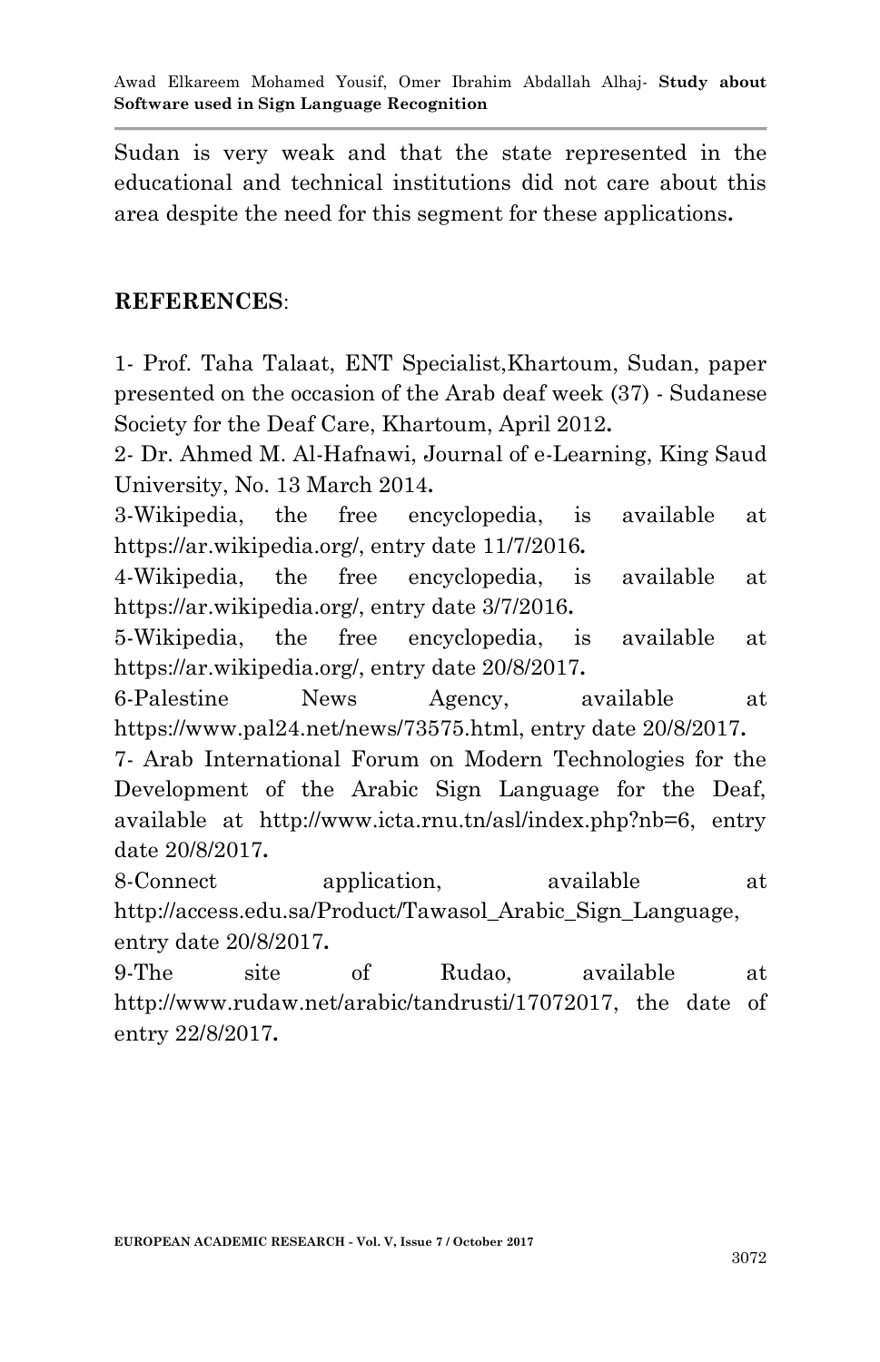Sudan is very weak and that the state represented in the educational and technical institutions did not care about this area despite the need for this segment for these applications**.**

**REFERENCES**:

1- Prof. Taha Talaat, ENT Specialist,Khartoum, Sudan, paper presented on the occasion of the Arab deaf week (37) - Sudanese Society for the Deaf Care, Khartoum, April 2012**.**

2- Dr. Ahmed M. Al-Hafnawi, Journal of e-Learning, King Saud University, No. 13 March 2014**.**

3-Wikipedia, the free encyclopedia, is available at https://ar.wikipedia.org/, entry date 11/7/2016**.**

4-Wikipedia, the free encyclopedia, is available at https://ar.wikipedia.org/, entry date 3/7/2016**.**

5-Wikipedia, the free encyclopedia, is available at https://ar.wikipedia.org/, entry date 20/8/2017**.**

6-Palestine News Agency, available at https://www.pal24.net/news/73575.html, entry date 20/8/2017**.**

7- Arab International Forum on Modern Technologies for the Development of the Arabic Sign Language for the Deaf, available at http://www.icta.rnu.tn/asl/index.php?nb=6, entry date 20/8/2017**.**

8-Connect application, available at http://access.edu.sa/Product/Tawasol_Arabic_Sign_Language, entry date 20/8/2017**.**

9-The site of Rudao, available at http://www.rudaw.net/arabic/tandrusti/17072017, the date of entry 22/8/2017**.**